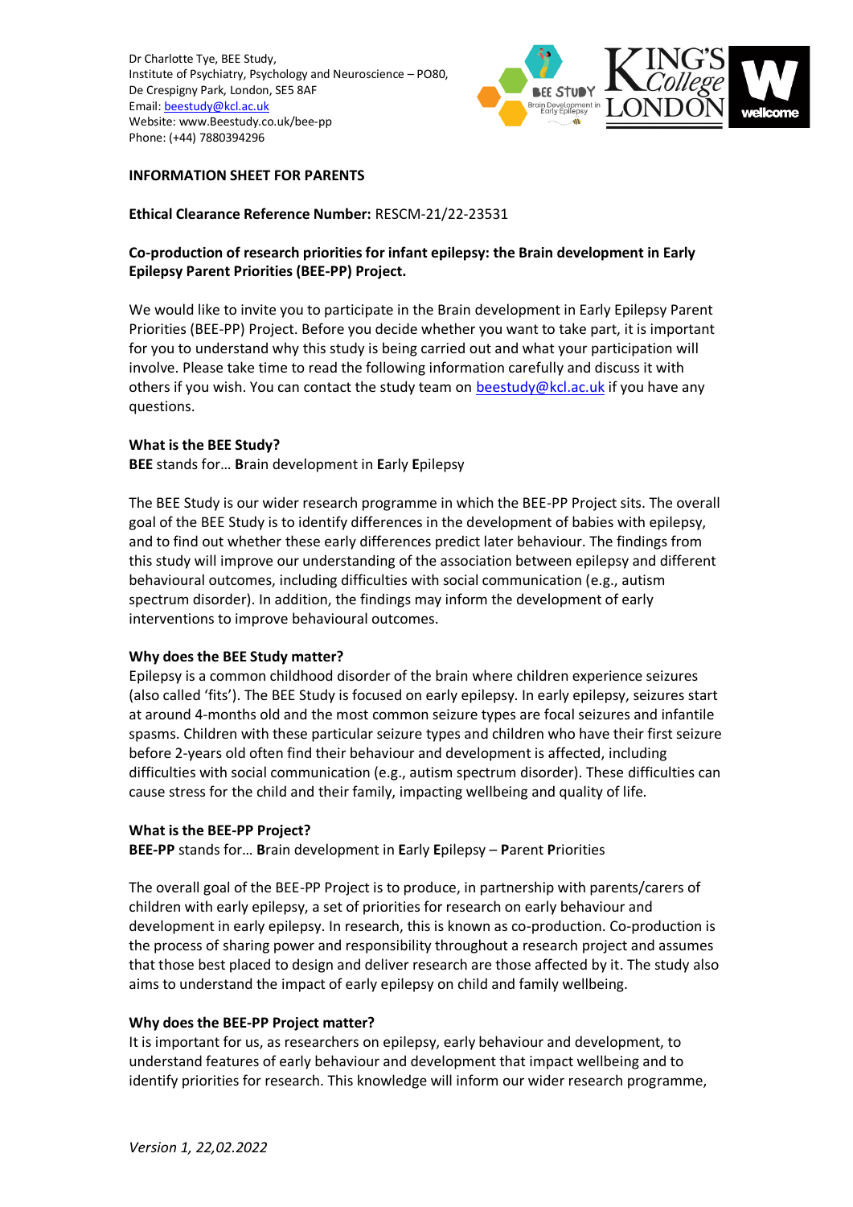Dr Charlotte Tye, BEE Study,
Institute of Psychiatry, Psychology and Neuroscience – PO80,
De Crespigny Park, London, SE5 8AF
Email: beestudy@kcl.ac.uk
Website: www.Beestudy.co.uk/bee-pp
Phone: (+44) 7880394296

**INFORMATION SHEET FOR PARENTS**

**Ethical Clearance Reference Number:** RESCM-21/22-23531

**Co-production of research priorities for infant epilepsy: the Brain development in Early Epilepsy Parent Priorities (BEE-PP) Project.**

We would like to invite you to participate in the Brain development in Early Epilepsy Parent Priorities (BEE-PP) Project. Before you decide whether you want to take part, it is important for you to understand why this study is being carried out and what your participation will involve. Please take time to read the following information carefully and discuss it with others if you wish. You can contact the study team on beestudy@kcl.ac.uk if you have any questions.

**What is the BEE Study?**

**BEE** stands for… **B**rain development in **E**arly **E**pilepsy

The BEE Study is our wider research programme in which the BEE-PP Project sits. The overall goal of the BEE Study is to identify differences in the development of babies with epilepsy, and to find out whether these early differences predict later behaviour. The findings from this study will improve our understanding of the association between epilepsy and different behavioural outcomes, including difficulties with social communication (e.g., autism spectrum disorder). In addition, the findings may inform the development of early interventions to improve behavioural outcomes.

**Why does the BEE Study matter?**

Epilepsy is a common childhood disorder of the brain where children experience seizures (also called 'fits'). The BEE Study is focused on early epilepsy. In early epilepsy, seizures start at around 4-months old and the most common seizure types are focal seizures and infantile spasms. Children with these particular seizure types and children who have their first seizure before 2-years old often find their behaviour and development is affected, including difficulties with social communication (e.g., autism spectrum disorder). These difficulties can cause stress for the child and their family, impacting wellbeing and quality of life.

**What is the BEE-PP Project?**

**BEE-PP** stands for… **B**rain development in **E**arly **E**pilepsy – **P**arent **P**riorities

The overall goal of the BEE-PP Project is to produce, in partnership with parents/carers of children with early epilepsy, a set of priorities for research on early behaviour and development in early epilepsy. In research, this is known as co-production. Co-production is the process of sharing power and responsibility throughout a research project and assumes that those best placed to design and deliver research are those affected by it. The study also aims to understand the impact of early epilepsy on child and family wellbeing.

**Why does the BEE-PP Project matter?**

It is important for us, as researchers on epilepsy, early behaviour and development, to understand features of early behaviour and development that impact wellbeing and to identify priorities for research. This knowledge will inform our wider research programme,

*Version 1, 22,02.2022*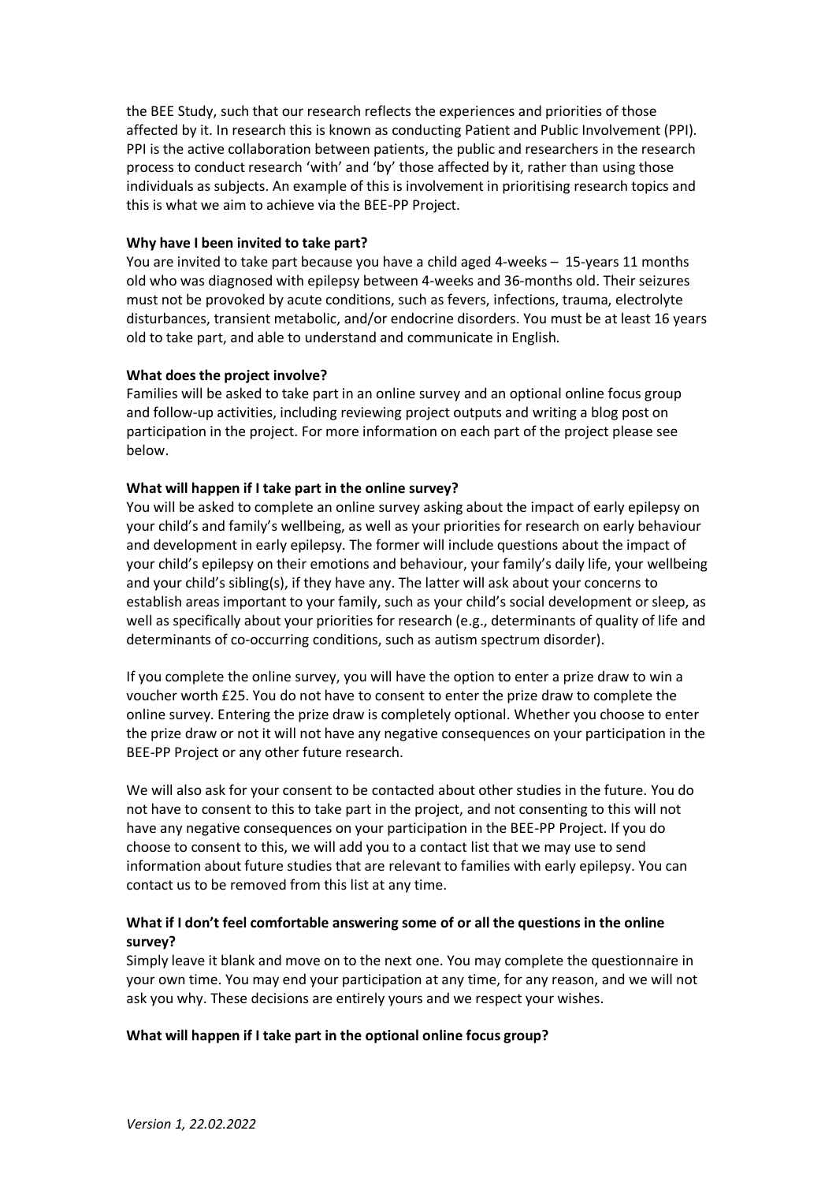the BEE Study, such that our research reflects the experiences and priorities of those affected by it. In research this is known as conducting Patient and Public Involvement (PPI). PPI is the active collaboration between patients, the public and researchers in the research process to conduct research 'with' and 'by' those affected by it, rather than using those individuals as subjects. An example of this is involvement in prioritising research topics and this is what we aim to achieve via the BEE-PP Project.

**Why have I been invited to take part?**

You are invited to take part because you have a child aged 4-weeks – 15-years 11 months old who was diagnosed with epilepsy between 4-weeks and 36-months old. Their seizures must not be provoked by acute conditions, such as fevers, infections, trauma, electrolyte disturbances, transient metabolic, and/or endocrine disorders. You must be at least 16 years old to take part, and able to understand and communicate in English.

**What does the project involve?**

Families will be asked to take part in an online survey and an optional online focus group and follow-up activities, including reviewing project outputs and writing a blog post on participation in the project. For more information on each part of the project please see below.

**What will happen if I take part in the online survey?**

You will be asked to complete an online survey asking about the impact of early epilepsy on your child's and family's wellbeing, as well as your priorities for research on early behaviour and development in early epilepsy. The former will include questions about the impact of your child's epilepsy on their emotions and behaviour, your family's daily life, your wellbeing and your child's sibling(s), if they have any. The latter will ask about your concerns to establish areas important to your family, such as your child's social development or sleep, as well as specifically about your priorities for research (e.g., determinants of quality of life and determinants of co-occurring conditions, such as autism spectrum disorder).

If you complete the online survey, you will have the option to enter a prize draw to win a voucher worth £25. You do not have to consent to enter the prize draw to complete the online survey. Entering the prize draw is completely optional. Whether you choose to enter the prize draw or not it will not have any negative consequences on your participation in the BEE-PP Project or any other future research.

We will also ask for your consent to be contacted about other studies in the future. You do not have to consent to this to take part in the project, and not consenting to this will not have any negative consequences on your participation in the BEE-PP Project. If you do choose to consent to this, we will add you to a contact list that we may use to send information about future studies that are relevant to families with early epilepsy. You can contact us to be removed from this list at any time.

**What if I don't feel comfortable answering some of or all the questions in the online survey?**

Simply leave it blank and move on to the next one. You may complete the questionnaire in your own time. You may end your participation at any time, for any reason, and we will not ask you why. These decisions are entirely yours and we respect your wishes.

**What will happen if I take part in the optional online focus group?**

*Version 1, 22.02.2022*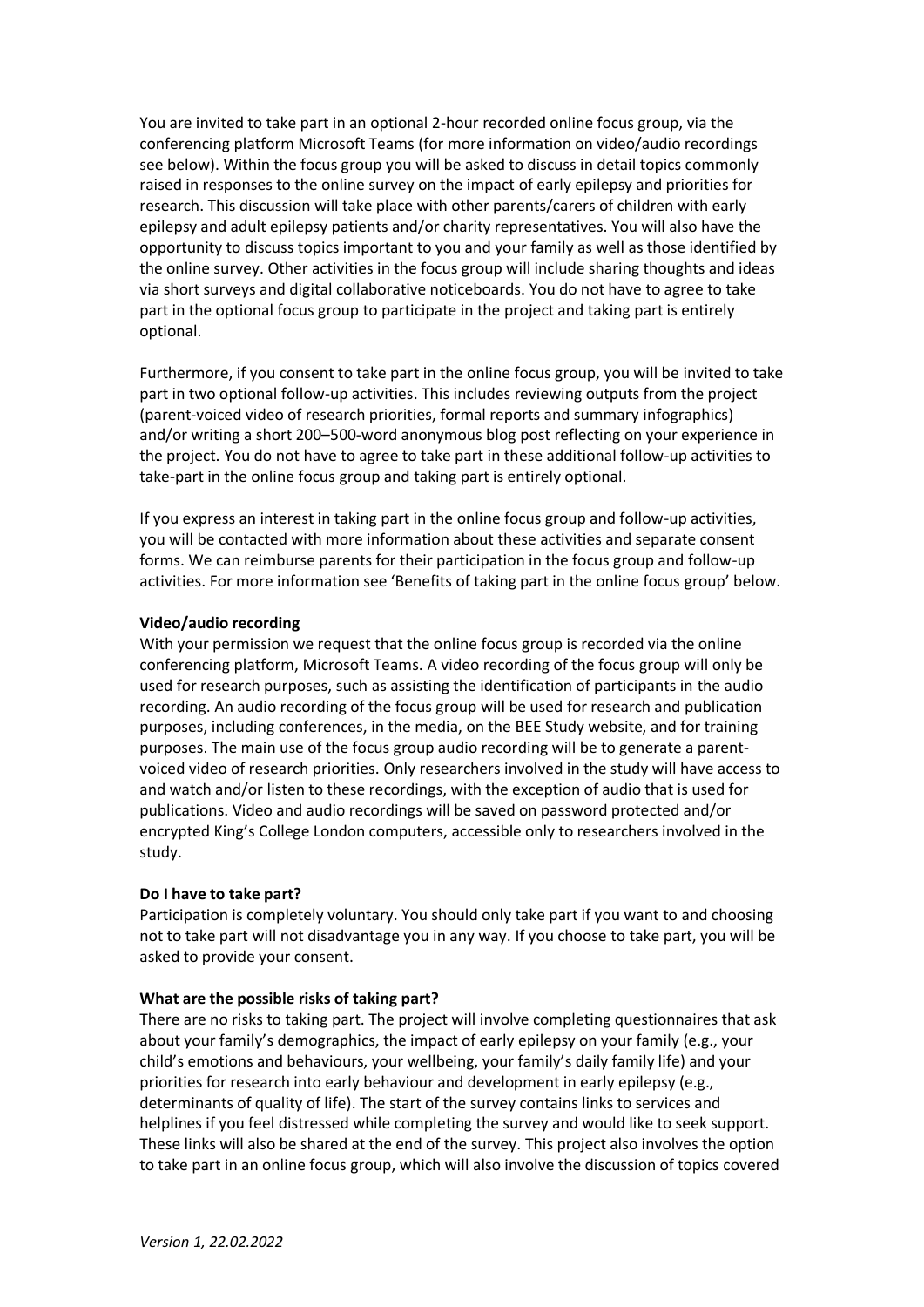You are invited to take part in an optional 2-hour recorded online focus group, via the conferencing platform Microsoft Teams (for more information on video/audio recordings see below). Within the focus group you will be asked to discuss in detail topics commonly raised in responses to the online survey on the impact of early epilepsy and priorities for research. This discussion will take place with other parents/carers of children with early epilepsy and adult epilepsy patients and/or charity representatives. You will also have the opportunity to discuss topics important to you and your family as well as those identified by the online survey. Other activities in the focus group will include sharing thoughts and ideas via short surveys and digital collaborative noticeboards. You do not have to agree to take part in the optional focus group to participate in the project and taking part is entirely optional.

Furthermore, if you consent to take part in the online focus group, you will be invited to take part in two optional follow-up activities. This includes reviewing outputs from the project (parent-voiced video of research priorities, formal reports and summary infographics) and/or writing a short 200–500-word anonymous blog post reflecting on your experience in the project. You do not have to agree to take part in these additional follow-up activities to take-part in the online focus group and taking part is entirely optional.

If you express an interest in taking part in the online focus group and follow-up activities, you will be contacted with more information about these activities and separate consent forms. We can reimburse parents for their participation in the focus group and follow-up activities. For more information see 'Benefits of taking part in the online focus group' below.

**Video/audio recording**

With your permission we request that the online focus group is recorded via the online conferencing platform, Microsoft Teams. A video recording of the focus group will only be used for research purposes, such as assisting the identification of participants in the audio recording. An audio recording of the focus group will be used for research and publication purposes, including conferences, in the media, on the BEE Study website, and for training purposes. The main use of the focus group audio recording will be to generate a parent-voiced video of research priorities. Only researchers involved in the study will have access to and watch and/or listen to these recordings, with the exception of audio that is used for publications. Video and audio recordings will be saved on password protected and/or encrypted King's College London computers, accessible only to researchers involved in the study.

**Do I have to take part?**

Participation is completely voluntary. You should only take part if you want to and choosing not to take part will not disadvantage you in any way. If you choose to take part, you will be asked to provide your consent.

**What are the possible risks of taking part?**

There are no risks to taking part. The project will involve completing questionnaires that ask about your family's demographics, the impact of early epilepsy on your family (e.g., your child's emotions and behaviours, your wellbeing, your family's daily family life) and your priorities for research into early behaviour and development in early epilepsy (e.g., determinants of quality of life). The start of the survey contains links to services and helplines if you feel distressed while completing the survey and would like to seek support. These links will also be shared at the end of the survey. This project also involves the option to take part in an online focus group, which will also involve the discussion of topics covered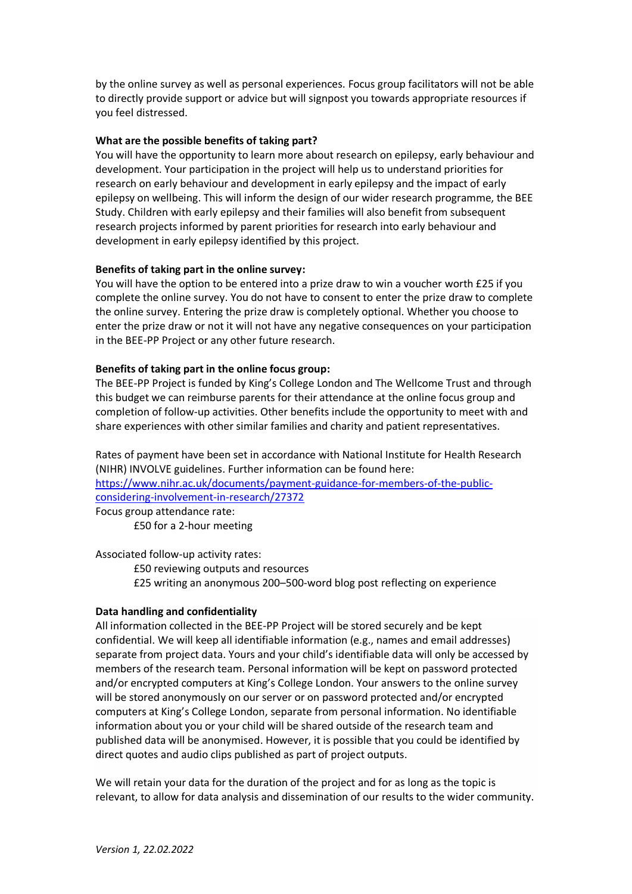by the online survey as well as personal experiences. Focus group facilitators will not be able to directly provide support or advice but will signpost you towards appropriate resources if you feel distressed.

**What are the possible benefits of taking part?**

You will have the opportunity to learn more about research on epilepsy, early behaviour and development. Your participation in the project will help us to understand priorities for research on early behaviour and development in early epilepsy and the impact of early epilepsy on wellbeing. This will inform the design of our wider research programme, the BEE Study. Children with early epilepsy and their families will also benefit from subsequent research projects informed by parent priorities for research into early behaviour and development in early epilepsy identified by this project.

**Benefits of taking part in the online survey:**

You will have the option to be entered into a prize draw to win a voucher worth £25 if you complete the online survey. You do not have to consent to enter the prize draw to complete the online survey. Entering the prize draw is completely optional. Whether you choose to enter the prize draw or not it will not have any negative consequences on your participation in the BEE-PP Project or any other future research.

**Benefits of taking part in the online focus group:**

The BEE-PP Project is funded by King's College London and The Wellcome Trust and through this budget we can reimburse parents for their attendance at the online focus group and completion of follow-up activities. Other benefits include the opportunity to meet with and share experiences with other similar families and charity and patient representatives.

Rates of payment have been set in accordance with National Institute for Health Research (NIHR) INVOLVE guidelines. Further information can be found here: [https://www.nihr.ac.uk/documents/payment-guidance-for-members-of-the-public-considering-involvement-in-research/27372](https://www.nihr.ac.uk/documents/payment-guidance-for-members-of-the-public-considering-involvement-in-research/27372)

Focus group attendance rate:

- £50 for a 2-hour meeting

Associated follow-up activity rates:

- £50 reviewing outputs and resources
- £25 writing an anonymous 200–500-word blog post reflecting on experience

**Data handling and confidentiality**

All information collected in the BEE-PP Project will be stored securely and be kept confidential. We will keep all identifiable information (e.g., names and email addresses) separate from project data. Yours and your child's identifiable data will only be accessed by members of the research team. Personal information will be kept on password protected and/or encrypted computers at King's College London. Your answers to the online survey will be stored anonymously on our server or on password protected and/or encrypted computers at King's College London, separate from personal information. No identifiable information about you or your child will be shared outside of the research team and published data will be anonymised. However, it is possible that you could be identified by direct quotes and audio clips published as part of project outputs.

We will retain your data for the duration of the project and for as long as the topic is relevant, to allow for data analysis and dissemination of our results to the wider community.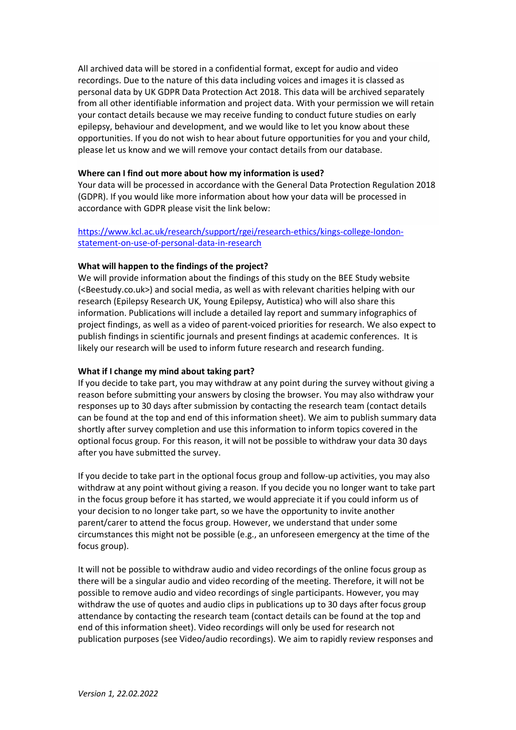All archived data will be stored in a confidential format, except for audio and video recordings. Due to the nature of this data including voices and images it is classed as personal data by UK GDPR Data Protection Act 2018. This data will be archived separately from all other identifiable information and project data. With your permission we will retain your contact details because we may receive funding to conduct future studies on early epilepsy, behaviour and development, and we would like to let you know about these opportunities. If you do not wish to hear about future opportunities for you and your child, please let us know and we will remove your contact details from our database.

**Where can I find out more about how my information is used?**

Your data will be processed in accordance with the General Data Protection Regulation 2018 (GDPR). If you would like more information about how your data will be processed in accordance with GDPR please visit the link below:

[https://www.kcl.ac.uk/research/support/rgei/research-ethics/kings-college-london-statement-on-use-of-personal-data-in-research](https://www.kcl.ac.uk/research/support/rgei/research-ethics/kings-college-london-statement-on-use-of-personal-data-in-research)

**What will happen to the findings of the project?**

We will provide information about the findings of this study on the BEE Study website (<Beestudy.co.uk>) and social media, as well as with relevant charities helping with our research (Epilepsy Research UK, Young Epilepsy, Autistica) who will also share this information. Publications will include a detailed lay report and summary infographics of project findings, as well as a video of parent-voiced priorities for research. We also expect to publish findings in scientific journals and present findings at academic conferences. It is likely our research will be used to inform future research and research funding.

**What if I change my mind about taking part?**

If you decide to take part, you may withdraw at any point during the survey without giving a reason before submitting your answers by closing the browser. You may also withdraw your responses up to 30 days after submission by contacting the research team (contact details can be found at the top and end of this information sheet). We aim to publish summary data shortly after survey completion and use this information to inform topics covered in the optional focus group. For this reason, it will not be possible to withdraw your data 30 days after you have submitted the survey.

If you decide to take part in the optional focus group and follow-up activities, you may also withdraw at any point without giving a reason. If you decide you no longer want to take part in the focus group before it has started, we would appreciate it if you could inform us of your decision to no longer take part, so we have the opportunity to invite another parent/carer to attend the focus group. However, we understand that under some circumstances this might not be possible (e.g., an unforeseen emergency at the time of the focus group).

It will not be possible to withdraw audio and video recordings of the online focus group as there will be a singular audio and video recording of the meeting. Therefore, it will not be possible to remove audio and video recordings of single participants. However, you may withdraw the use of quotes and audio clips in publications up to 30 days after focus group attendance by contacting the research team (contact details can be found at the top and end of this information sheet). Video recordings will only be used for research not publication purposes (see Video/audio recordings). We aim to rapidly review responses and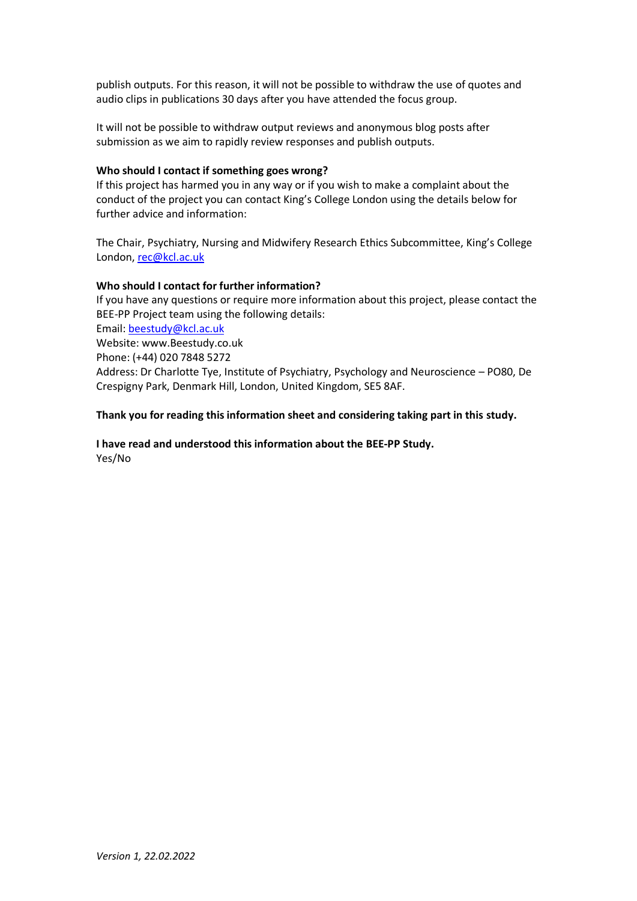publish outputs. For this reason, it will not be possible to withdraw the use of quotes and audio clips in publications 30 days after you have attended the focus group.

It will not be possible to withdraw output reviews and anonymous blog posts after submission as we aim to rapidly review responses and publish outputs.

**Who should I contact if something goes wrong?**

If this project has harmed you in any way or if you wish to make a complaint about the conduct of the project you can contact King's College London using the details below for further advice and information:

The Chair, Psychiatry, Nursing and Midwifery Research Ethics Subcommittee, King's College London, rec@kcl.ac.uk

**Who should I contact for further information?**

If you have any questions or require more information about this project, please contact the BEE-PP Project team using the following details:

Email: beestudy@kcl.ac.uk
Website: www.Beestudy.co.uk
Phone: (+44) 020 7848 5272
Address: Dr Charlotte Tye, Institute of Psychiatry, Psychology and Neuroscience – PO80, De Crespigny Park, Denmark Hill, London, United Kingdom, SE5 8AF.

**Thank you for reading this information sheet and considering taking part in this study.**

**I have read and understood this information about the BEE-PP Study.**
Yes/No

*Version 1, 22.02.2022*